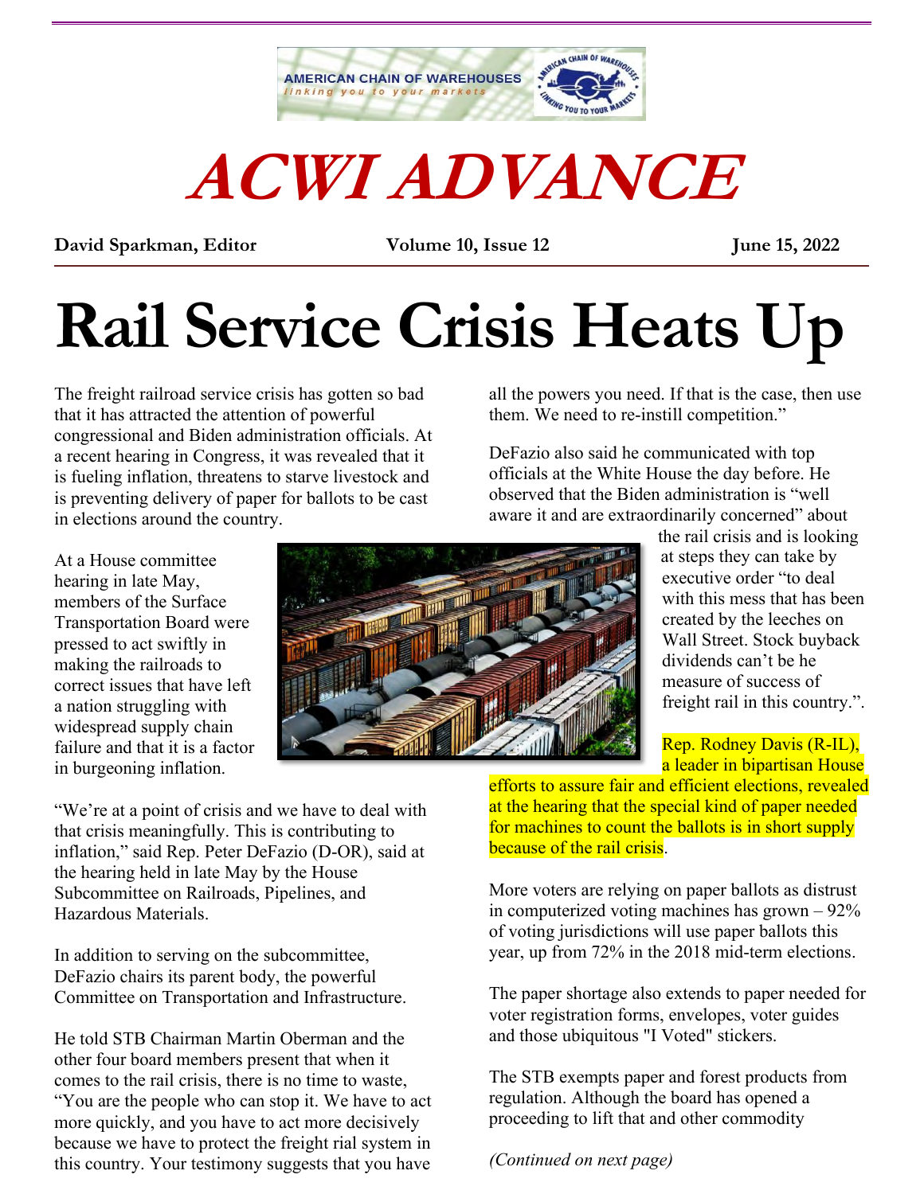AMERICAN CHAIN OF WAREHOUSES
*linking you to your markets*

# ACWI ADVANCE

**David Sparkman, Editor** **Volume 10, Issue 12** **June 15, 2022**

# Rail Service Crisis Heats Up

The freight railroad service crisis has gotten so bad that it has attracted the attention of powerful congressional and Biden administration officials. At a recent hearing in Congress, it was revealed that it is fueling inflation, threatens to starve livestock and is preventing delivery of paper for ballots to be cast in elections around the country.

At a House committee hearing in late May, members of the Surface Transportation Board were pressed to act swiftly in making the railroads to correct issues that have left a nation struggling with widespread supply chain failure and that it is a factor in burgeoning inflation.

"We're at a point of crisis and we have to deal with that crisis meaningfully. This is contributing to inflation," said Rep. Peter DeFazio (D-OR), said at the hearing held in late May by the House Subcommittee on Railroads, Pipelines, and Hazardous Materials.

In addition to serving on the subcommittee, DeFazio chairs its parent body, the powerful Committee on Transportation and Infrastructure.

He told STB Chairman Martin Oberman and the other four board members present that when it comes to the rail crisis, there is no time to waste, "You are the people who can stop it. We have to act more quickly, and you have to act more decisively because we have to protect the freight rial system in this country. Your testimony suggests that you have all the powers you need. If that is the case, then use them. We need to re-instill competition."

DeFazio also said he communicated with top officials at the White House the day before. He observed that the Biden administration is "well aware it and are extraordinarily concerned" about the rail crisis and is looking at steps they can take by executive order "to deal with this mess that has been created by the leeches on Wall Street. Stock buyback dividends can't be he measure of success of freight rail in this country.".

Rep. Rodney Davis (R-IL), a leader in bipartisan House efforts to assure fair and efficient elections, revealed at the hearing that the special kind of paper needed for machines to count the ballots is in short supply because of the rail crisis.

More voters are relying on paper ballots as distrust in computerized voting machines has grown – 92% of voting jurisdictions will use paper ballots this year, up from 72% in the 2018 mid-term elections.

The paper shortage also extends to paper needed for voter registration forms, envelopes, voter guides and those ubiquitous "I Voted" stickers.

The STB exempts paper and forest products from regulation. Although the board has opened a proceeding to lift that and other commodity

*(Continued on next page)*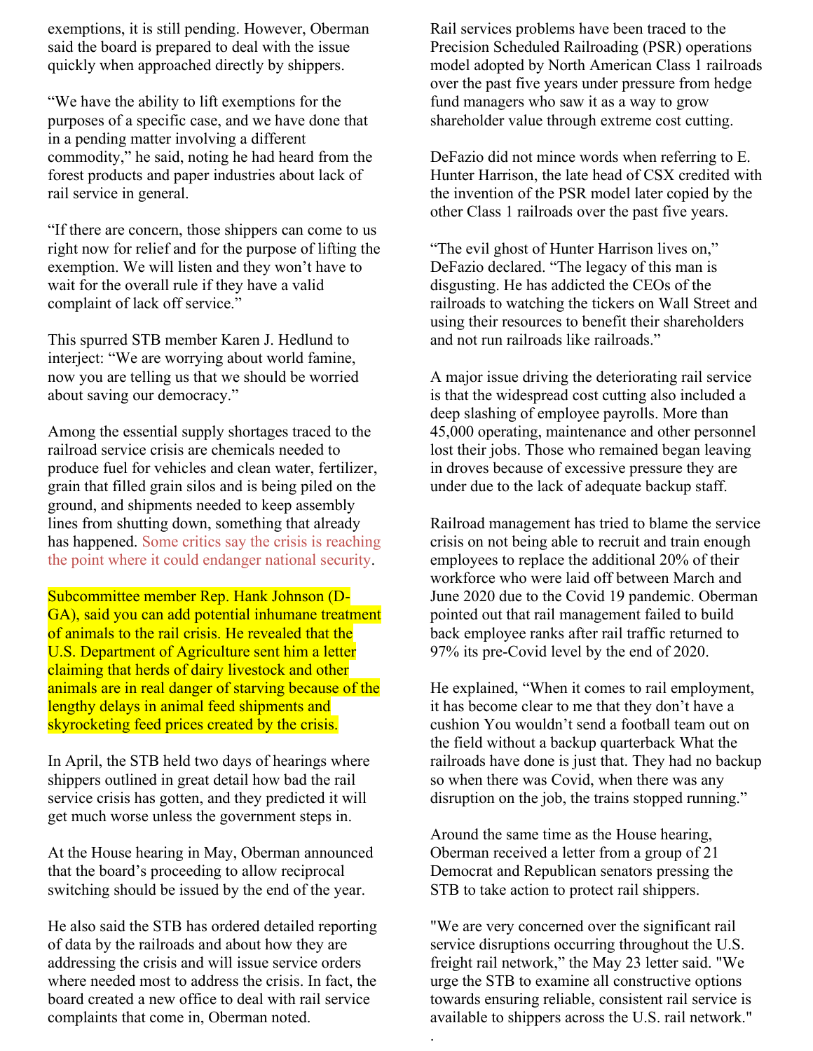exemptions, it is still pending. However, Oberman said the board is prepared to deal with the issue quickly when approached directly by shippers.

"We have the ability to lift exemptions for the purposes of a specific case, and we have done that in a pending matter involving a different commodity," he said, noting he had heard from the forest products and paper industries about lack of rail service in general.

"If there are concern, those shippers can come to us right now for relief and for the purpose of lifting the exemption. We will listen and they won't have to wait for the overall rule if they have a valid complaint of lack off service."

This spurred STB member Karen J. Hedlund to interject: "We are worrying about world famine, now you are telling us that we should be worried about saving our democracy."

Among the essential supply shortages traced to the railroad service crisis are chemicals needed to produce fuel for vehicles and clean water, fertilizer, grain that filled grain silos and is being piled on the ground, and shipments needed to keep assembly lines from shutting down, something that already has happened. Some critics say the crisis is reaching the point where it could endanger national security.

Subcommittee member Rep. Hank Johnson (D-GA), said you can add potential inhumane treatment of animals to the rail crisis. He revealed that the U.S. Department of Agriculture sent him a letter claiming that herds of dairy livestock and other animals are in real danger of starving because of the lengthy delays in animal feed shipments and skyrocketing feed prices created by the crisis.

In April, the STB held two days of hearings where shippers outlined in great detail how bad the rail service crisis has gotten, and they predicted it will get much worse unless the government steps in.

At the House hearing in May, Oberman announced that the board's proceeding to allow reciprocal switching should be issued by the end of the year.

He also said the STB has ordered detailed reporting of data by the railroads and about how they are addressing the crisis and will issue service orders where needed most to address the crisis. In fact, the board created a new office to deal with rail service complaints that come in, Oberman noted.

Rail services problems have been traced to the Precision Scheduled Railroading (PSR) operations model adopted by North American Class 1 railroads over the past five years under pressure from hedge fund managers who saw it as a way to grow shareholder value through extreme cost cutting.

DeFazio did not mince words when referring to E. Hunter Harrison, the late head of CSX credited with the invention of the PSR model later copied by the other Class 1 railroads over the past five years.

"The evil ghost of Hunter Harrison lives on," DeFazio declared. "The legacy of this man is disgusting. He has addicted the CEOs of the railroads to watching the tickers on Wall Street and using their resources to benefit their shareholders and not run railroads like railroads."

A major issue driving the deteriorating rail service is that the widespread cost cutting also included a deep slashing of employee payrolls. More than 45,000 operating, maintenance and other personnel lost their jobs. Those who remained began leaving in droves because of excessive pressure they are under due to the lack of adequate backup staff.

Railroad management has tried to blame the service crisis on not being able to recruit and train enough employees to replace the additional 20% of their workforce who were laid off between March and June 2020 due to the Covid 19 pandemic. Oberman pointed out that rail management failed to build back employee ranks after rail traffic returned to 97% its pre-Covid level by the end of 2020.

He explained, "When it comes to rail employment, it has become clear to me that they don't have a cushion You wouldn't send a football team out on the field without a backup quarterback What the railroads have done is just that. They had no backup so when there was Covid, when there was any disruption on the job, the trains stopped running."

Around the same time as the House hearing, Oberman received a letter from a group of 21 Democrat and Republican senators pressing the STB to take action to protect rail shippers.

"We are very concerned over the significant rail service disruptions occurring throughout the U.S. freight rail network," the May 23 letter said. "We urge the STB to examine all constructive options towards ensuring reliable, consistent rail service is available to shippers across the U.S. rail network."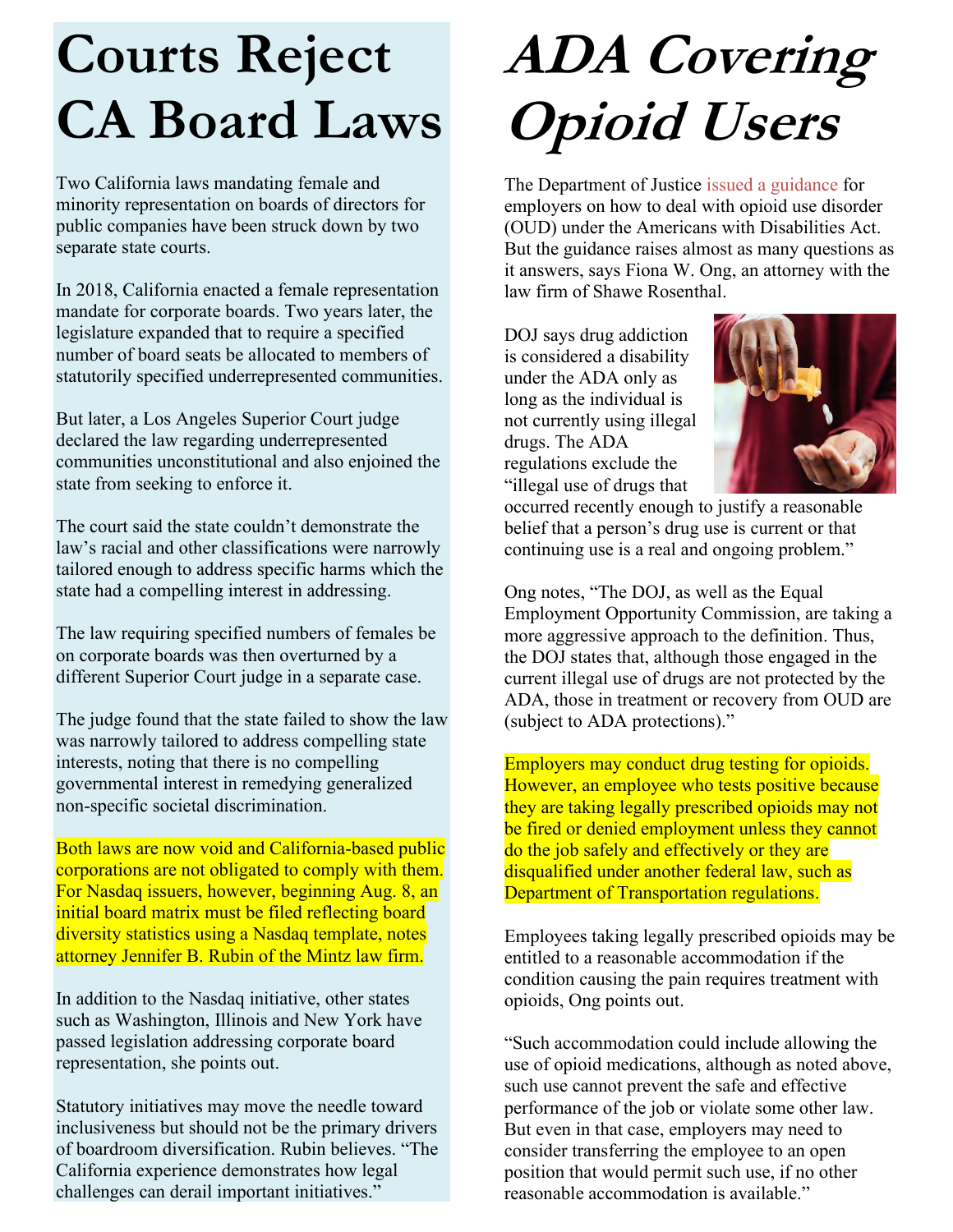# Courts Reject CA Board Laws

Two California laws mandating female and minority representation on boards of directors for public companies have been struck down by two separate state courts.

In 2018, California enacted a female representation mandate for corporate boards. Two years later, the legislature expanded that to require a specified number of board seats be allocated to members of statutorily specified underrepresented communities.

But later, a Los Angeles Superior Court judge declared the law regarding underrepresented communities unconstitutional and also enjoined the state from seeking to enforce it.

The court said the state couldn't demonstrate the law's racial and other classifications were narrowly tailored enough to address specific harms which the state had a compelling interest in addressing.

The law requiring specified numbers of females be on corporate boards was then overturned by a different Superior Court judge in a separate case.

The judge found that the state failed to show the law was narrowly tailored to address compelling state interests, noting that there is no compelling governmental interest in remedying generalized non-specific societal discrimination.

Both laws are now void and California-based public corporations are not obligated to comply with them. For Nasdaq issuers, however, beginning Aug. 8, an initial board matrix must be filed reflecting board diversity statistics using a Nasdaq template, notes attorney Jennifer B. Rubin of the Mintz law firm.

In addition to the Nasdaq initiative, other states such as Washington, Illinois and New York have passed legislation addressing corporate board representation, she points out.

Statutory initiatives may move the needle toward inclusiveness but should not be the primary drivers of boardroom diversification. Rubin believes. "The California experience demonstrates how legal challenges can derail important initiatives."

# *ADA Covering Opioid Users*

The Department of Justice issued a guidance for employers on how to deal with opioid use disorder (OUD) under the Americans with Disabilities Act. But the guidance raises almost as many questions as it answers, says Fiona W. Ong, an attorney with the law firm of Shawe Rosenthal.

DOJ says drug addiction is considered a disability under the ADA only as long as the individual is not currently using illegal drugs. The ADA regulations exclude the "illegal use of drugs that occurred recently enough to justify a reasonable belief that a person's drug use is current or that continuing use is a real and ongoing problem."

Ong notes, "The DOJ, as well as the Equal Employment Opportunity Commission, are taking a more aggressive approach to the definition. Thus, the DOJ states that, although those engaged in the current illegal use of drugs are not protected by the ADA, those in treatment or recovery from OUD are (subject to ADA protections)."

Employers may conduct drug testing for opioids. However, an employee who tests positive because they are taking legally prescribed opioids may not be fired or denied employment unless they cannot do the job safely and effectively or they are disqualified under another federal law, such as Department of Transportation regulations.

Employees taking legally prescribed opioids may be entitled to a reasonable accommodation if the condition causing the pain requires treatment with opioids, Ong points out.

"Such accommodation could include allowing the use of opioid medications, although as noted above, such use cannot prevent the safe and effective performance of the job or violate some other law. But even in that case, employers may need to consider transferring the employee to an open position that would permit such use, if no other reasonable accommodation is available."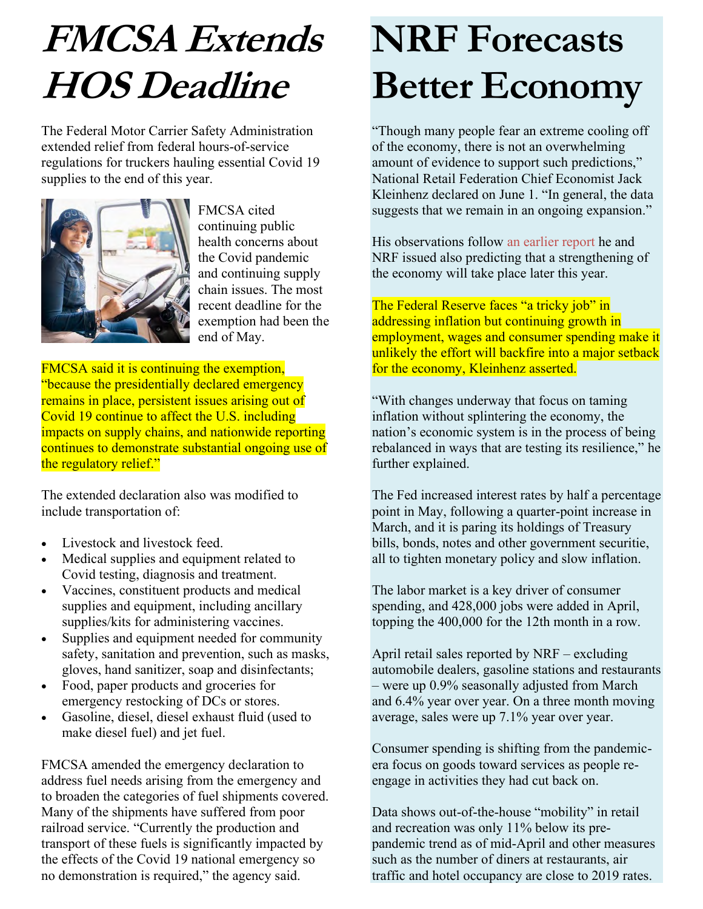# FMCSA Extends HOS Deadline

The Federal Motor Carrier Safety Administration extended relief from federal hours-of-service regulations for truckers hauling essential Covid 19 supplies to the end of this year.

FMCSA cited continuing public health concerns about the Covid pandemic and continuing supply chain issues. The most recent deadline for the exemption had been the end of May.

FMCSA said it is continuing the exemption, "because the presidentially declared emergency remains in place, persistent issues arising out of Covid 19 continue to affect the U.S. including impacts on supply chains, and nationwide reporting continues to demonstrate substantial ongoing use of the regulatory relief."

The extended declaration also was modified to include transportation of:

- Livestock and livestock feed.
- Medical supplies and equipment related to Covid testing, diagnosis and treatment.
- Vaccines, constituent products and medical supplies and equipment, including ancillary supplies/kits for administering vaccines.
- Supplies and equipment needed for community safety, sanitation and prevention, such as masks, gloves, hand sanitizer, soap and disinfectants;
- Food, paper products and groceries for emergency restocking of DCs or stores.
- Gasoline, diesel, diesel exhaust fluid (used to make diesel fuel) and jet fuel.

FMCSA amended the emergency declaration to address fuel needs arising from the emergency and to broaden the categories of fuel shipments covered. Many of the shipments have suffered from poor railroad service. "Currently the production and transport of these fuels is significantly impacted by the effects of the Covid 19 national emergency so no demonstration is required," the agency said.

# NRF Forecasts Better Economy

"Though many people fear an extreme cooling off of the economy, there is not an overwhelming amount of evidence to support such predictions," National Retail Federation Chief Economist Jack Kleinhenz declared on June 1. "In general, the data suggests that we remain in an ongoing expansion."

His observations follow an earlier report he and NRF issued also predicting that a strengthening of the economy will take place later this year.

The Federal Reserve faces "a tricky job" in addressing inflation but continuing growth in employment, wages and consumer spending make it unlikely the effort will backfire into a major setback for the economy, Kleinhenz asserted.

"With changes underway that focus on taming inflation without splintering the economy, the nation's economic system is in the process of being rebalanced in ways that are testing its resilience," he further explained.

The Fed increased interest rates by half a percentage point in May, following a quarter-point increase in March, and it is paring its holdings of Treasury bills, bonds, notes and other government securitie, all to tighten monetary policy and slow inflation.

The labor market is a key driver of consumer spending, and 428,000 jobs were added in April, topping the 400,000 for the 12th month in a row.

April retail sales reported by NRF – excluding automobile dealers, gasoline stations and restaurants – were up 0.9% seasonally adjusted from March and 6.4% year over year. On a three month moving average, sales were up 7.1% year over year.

Consumer spending is shifting from the pandemic-era focus on goods toward services as people re-engage in activities they had cut back on.

Data shows out-of-the-house "mobility" in retail and recreation was only 11% below its pre-pandemic trend as of mid-April and other measures such as the number of diners at restaurants, air traffic and hotel occupancy are close to 2019 rates.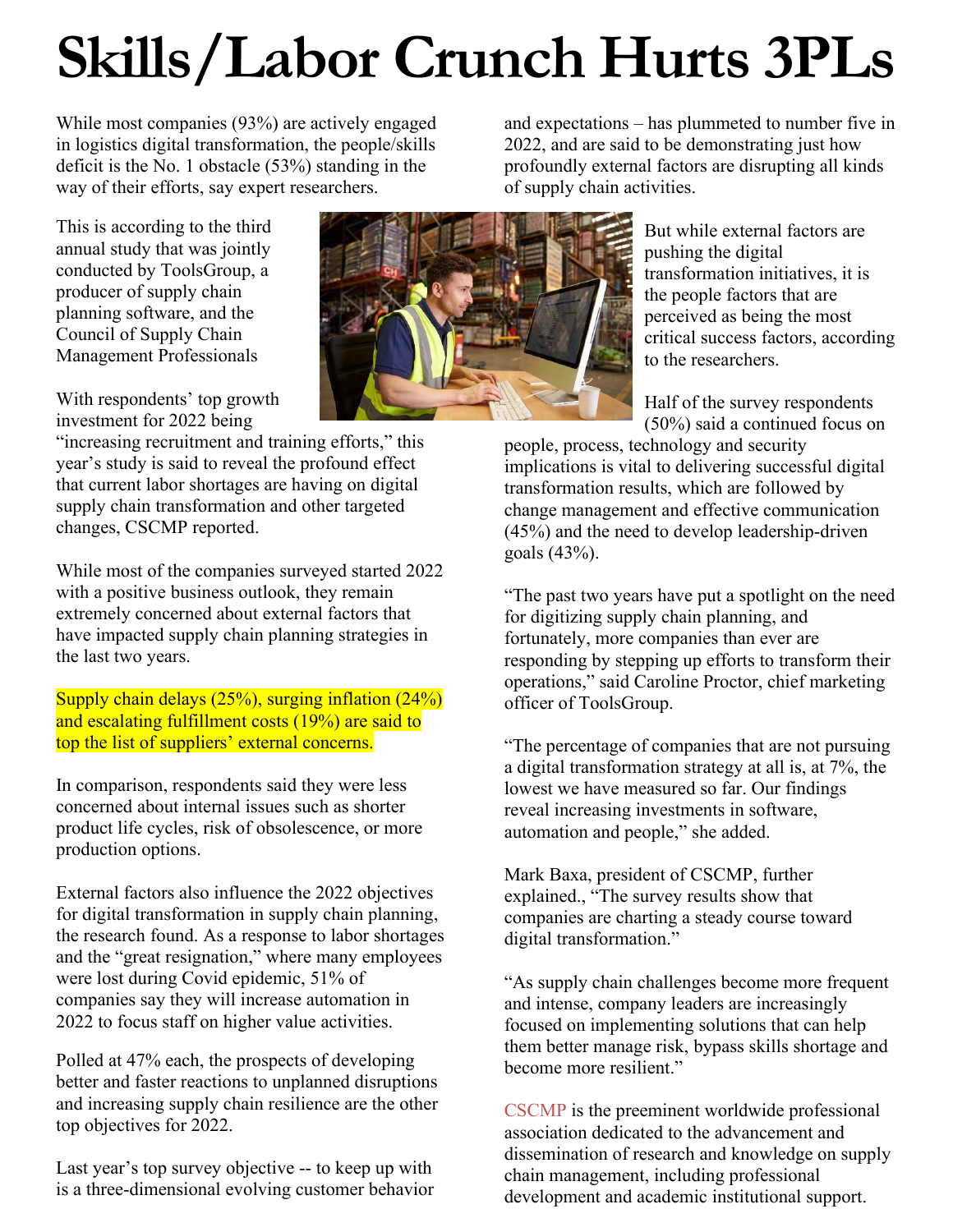# Skills/Labor Crunch Hurts 3PLs

While most companies (93%) are actively engaged in logistics digital transformation, the people/skills deficit is the No. 1 obstacle (53%) standing in the way of their efforts, say expert researchers.

This is according to the third annual study that was jointly conducted by ToolsGroup, a producer of supply chain planning software, and the Council of Supply Chain Management Professionals

With respondents' top growth investment for 2022 being "increasing recruitment and training efforts," this year's study is said to reveal the profound effect that current labor shortages are having on digital supply chain transformation and other targeted changes, CSCMP reported.

While most of the companies surveyed started 2022 with a positive business outlook, they remain extremely concerned about external factors that have impacted supply chain planning strategies in the last two years.

Supply chain delays (25%), surging inflation (24%) and escalating fulfillment costs (19%) are said to top the list of suppliers' external concerns.

In comparison, respondents said they were less concerned about internal issues such as shorter product life cycles, risk of obsolescence, or more production options.

External factors also influence the 2022 objectives for digital transformation in supply chain planning, the research found. As a response to labor shortages and the "great resignation," where many employees were lost during Covid epidemic, 51% of companies say they will increase automation in 2022 to focus staff on higher value activities.

Polled at 47% each, the prospects of developing better and faster reactions to unplanned disruptions and increasing supply chain resilience are the other top objectives for 2022.

Last year's top survey objective -- to keep up with is a three-dimensional evolving customer behavior and expectations – has plummeted to number five in 2022, and are said to be demonstrating just how profoundly external factors are disrupting all kinds of supply chain activities.

But while external factors are pushing the digital transformation initiatives, it is the people factors that are perceived as being the most critical success factors, according to the researchers.

Half of the survey respondents (50%) said a continued focus on people, process, technology and security implications is vital to delivering successful digital transformation results, which are followed by change management and effective communication (45%) and the need to develop leadership-driven goals (43%).

"The past two years have put a spotlight on the need for digitizing supply chain planning, and fortunately, more companies than ever are responding by stepping up efforts to transform their operations," said Caroline Proctor, chief marketing officer of ToolsGroup.

"The percentage of companies that are not pursuing a digital transformation strategy at all is, at 7%, the lowest we have measured so far. Our findings reveal increasing investments in software, automation and people," she added.

Mark Baxa, president of CSCMP, further explained., "The survey results show that companies are charting a steady course toward digital transformation."

"As supply chain challenges become more frequent and intense, company leaders are increasingly focused on implementing solutions that can help them better manage risk, bypass skills shortage and become more resilient."

CSCMP is the preeminent worldwide professional association dedicated to the advancement and dissemination of research and knowledge on supply chain management, including professional development and academic institutional support.